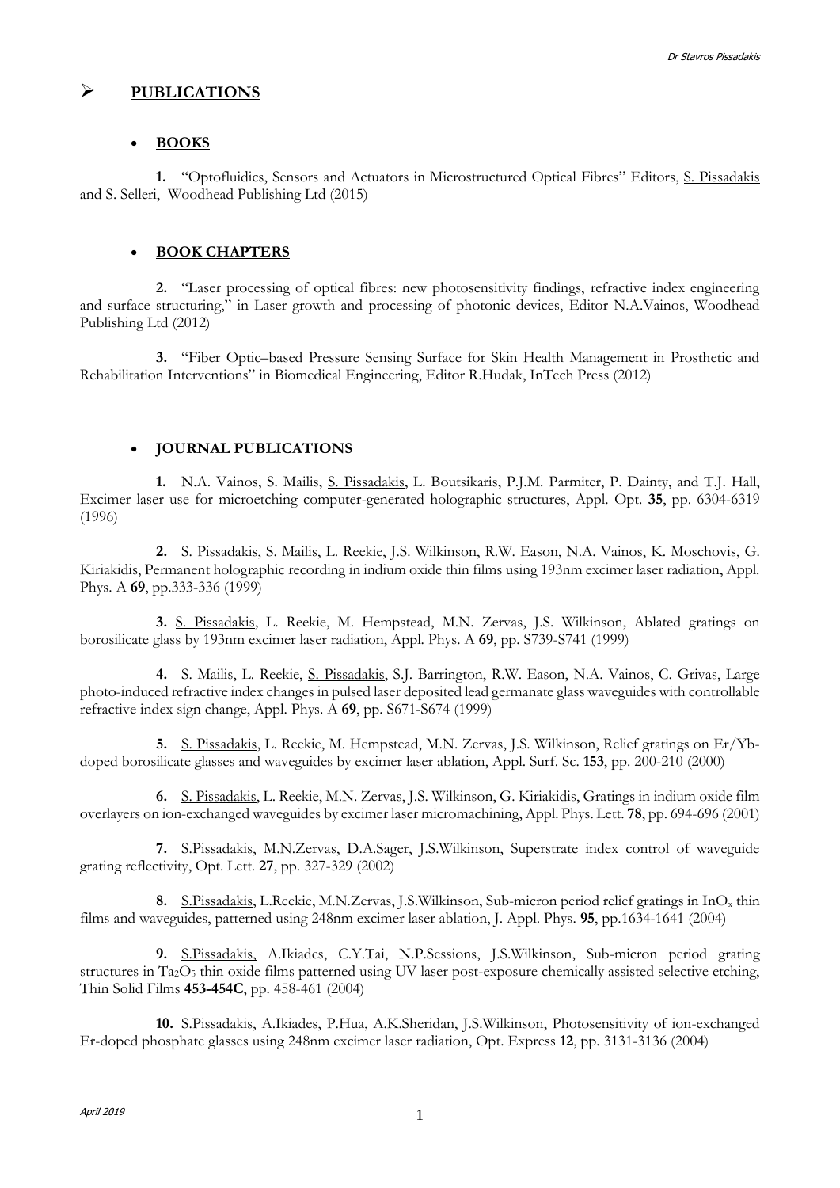# PUBLICATIONS

## BOOKS

**1.** "Optofluidics, Sensors and Actuators in Microstructured Optical Fibres" Editors, S. Pissadakis and S. Selleri, Woodhead Publishing Ltd (2015)

## BOOK CHAPTERS

**2.** "Laser processing of optical fibres: new photosensitivity findings, refractive index engineering and surface structuring," in Laser growth and processing of photonic devices, Editor N.A.Vainos, Woodhead Publishing Ltd (2012)

**3.** "Fiber Optic–based Pressure Sensing Surface for Skin Health Management in Prosthetic and Rehabilitation Interventions" in Biomedical Engineering, Editor R.Hudak, InTech Press (2012)

## JOURNAL PUBLICATIONS

**1.** N.A. Vainos, S. Mailis, S. Pissadakis, L. Boutsikaris, P.J.M. Parmiter, P. Dainty, and T.J. Hall, Excimer laser use for microetching computer-generated holographic structures, Appl. Opt. **35**, pp. 6304-6319 (1996)

**2.** S. Pissadakis, S. Mailis, L. Reekie, J.S. Wilkinson, R.W. Eason, N.A. Vainos, K. Moschovis, G. Kiriakidis, Permanent holographic recording in indium oxide thin films using 193nm excimer laser radiation, Appl. Phys. A **69**, pp.333-336 (1999)

**3.** S. Pissadakis, L. Reekie, M. Hempstead, M.N. Zervas, J.S. Wilkinson, Ablated gratings on borosilicate glass by 193nm excimer laser radiation, Appl. Phys. A **69**, pp. S739-S741 (1999)

**4.** S. Mailis, L. Reekie, S. Pissadakis, S.J. Barrington, R.W. Eason, N.A. Vainos, C. Grivas, Large photo-induced refractive index changes in pulsed laser deposited lead germanate glass waveguides with controllable refractive index sign change, Appl. Phys. A **69**, pp. S671-S674 (1999)

**5.** S. Pissadakis, L. Reekie, M. Hempstead, M.N. Zervas, J.S. Wilkinson, Relief gratings on Er/Yb-doped borosilicate glasses and waveguides by excimer laser ablation, Appl. Surf. Sc. **153**, pp. 200-210 (2000)

**6.** S. Pissadakis, L. Reekie, M.N. Zervas, J.S. Wilkinson, G. Kiriakidis, Gratings in indium oxide film overlayers on ion-exchanged waveguides by excimer laser micromachining, Appl. Phys. Lett. **78**, pp. 694-696 (2001)

**7.** S.Pissadakis, M.N.Zervas, D.A.Sager, J.S.Wilkinson, Superstrate index control of waveguide grating reflectivity, Opt. Lett. **27**, pp. 327-329 (2002)

**8.** S.Pissadakis, L.Reekie, M.N.Zervas, J.S.Wilkinson, Sub-micron period relief gratings in $InO_x$ thin films and waveguides, patterned using 248nm excimer laser ablation, J. Appl. Phys. **95**, pp.1634-1641 (2004)

**9.** S.Pissadakis, A.Ikiades, C.Y.Tai, N.P.Sessions, J.S.Wilkinson, Sub-micron period grating structures in $Ta_2O_5$ thin oxide films patterned using UV laser post-exposure chemically assisted selective etching, Thin Solid Films **453-454C**, pp. 458-461 (2004)

**10.** S.Pissadakis, A.Ikiades, P.Hua, A.K.Sheridan, J.S.Wilkinson, Photosensitivity of ion-exchanged Er-doped phosphate glasses using 248nm excimer laser radiation, Opt. Express **12**, pp. 3131-3136 (2004)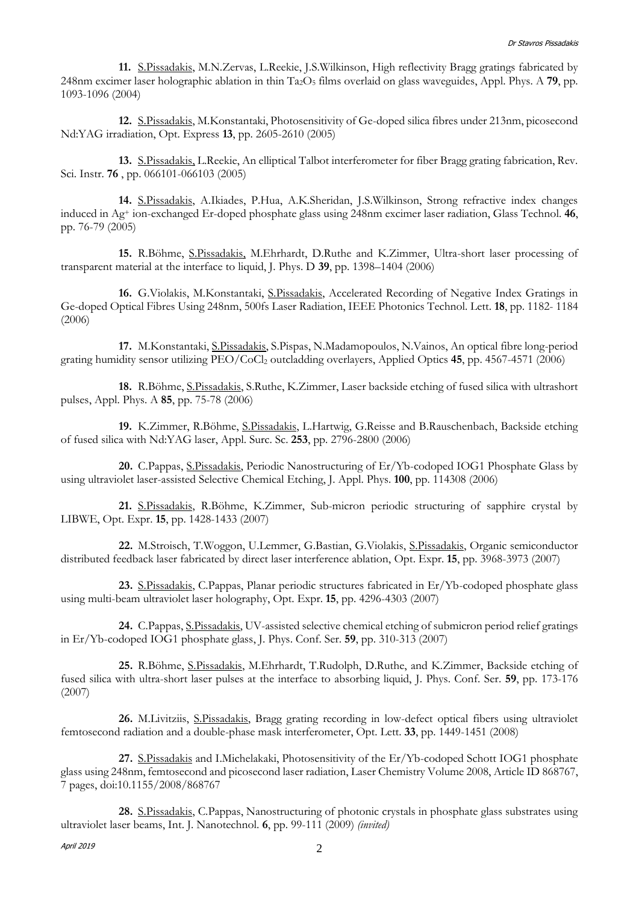**11.** S.Pissadakis, M.N.Zervas, L.Reekie, J.S.Wilkinson, High reflectivity Bragg gratings fabricated by 248nm excimer laser holographic ablation in thin $Ta_2O_5$ films overlaid on glass waveguides, Appl. Phys. A **79**, pp. 1093-1096 (2004)

**12.** S.Pissadakis, M.Konstantaki, Photosensitivity of Ge-doped silica fibres under 213nm, picosecond Nd:YAG irradiation, Opt. Express **13**, pp. 2605-2610 (2005)

**13.** S.Pissadakis, L.Reekie, An elliptical Talbot interferometer for fiber Bragg grating fabrication, Rev. Sci. Instr. **76** , pp. 066101-066103 (2005)

**14.** S.Pissadakis, A.Ikiades, P.Hua, A.K.Sheridan, J.S.Wilkinson, Strong refractive index changes induced in $Ag^+$ ion-exchanged Er-doped phosphate glass using 248nm excimer laser radiation, Glass Technol. **46**, pp. 76-79 (2005)

**15.** R.Böhme, S.Pissadakis, M.Ehrhardt, D.Ruthe and K.Zimmer, Ultra-short laser processing of transparent material at the interface to liquid, J. Phys. D **39**, pp. 1398–1404 (2006)

**16.** G.Violakis, M.Konstantaki, S.Pissadakis, Accelerated Recording of Negative Index Gratings in Ge-doped Optical Fibres Using 248nm, 500fs Laser Radiation, IEEE Photonics Technol. Lett. **18**, pp. 1182- 1184 (2006)

**17.** M.Konstantaki, S.Pissadakis, S.Pispas, N.Madamopoulos, N.Vainos, An optical fibre long-period grating humidity sensor utilizing PEO/$CoCl_2$ outcladding overlayers, Applied Optics **45**, pp. 4567-4571 (2006)

**18.** R.Böhme, S.Pissadakis, S.Ruthe, K.Zimmer, Laser backside etching of fused silica with ultrashort pulses, Appl. Phys. A **85**, pp. 75-78 (2006)

**19.** K.Zimmer, R.Böhme, S.Pissadakis, L.Hartwig, G.Reisse and B.Rauschenbach, Backside etching of fused silica with Nd:YAG laser, Appl. Surc. Sc. **253**, pp. 2796-2800 (2006)

**20.** C.Pappas, S.Pissadakis, Periodic Nanostructuring of Er/Yb-codoped IOG1 Phosphate Glass by using ultraviolet laser-assisted Selective Chemical Etching, J. Appl. Phys. **100**, pp. 114308 (2006)

**21.** S.Pissadakis, R.Böhme, K.Zimmer, Sub-micron periodic structuring of sapphire crystal by LIBWE, Opt. Expr. **15**, pp. 1428-1433 (2007)

**22.** M.Stroisch, T.Woggon, U.Lemmer, G.Bastian, G.Violakis, S.Pissadakis, Organic semiconductor distributed feedback laser fabricated by direct laser interference ablation, Opt. Expr. **15**, pp. 3968-3973 (2007)

**23.** S.Pissadakis, C.Pappas, Planar periodic structures fabricated in Er/Yb-codoped phosphate glass using multi-beam ultraviolet laser holography, Opt. Expr. **15**, pp. 4296-4303 (2007)

**24.** C.Pappas, S.Pissadakis, UV-assisted selective chemical etching of submicron period relief gratings in Er/Yb-codoped IOG1 phosphate glass, J. Phys. Conf. Ser. **59**, pp. 310-313 (2007)

**25.** R.Böhme, S.Pissadakis, M.Ehrhardt, T.Rudolph, D.Ruthe, and K.Zimmer, Backside etching of fused silica with ultra-short laser pulses at the interface to absorbing liquid, J. Phys. Conf. Ser. **59**, pp. 173-176 (2007)

**26.** M.Livitziis, S.Pissadakis, Bragg grating recording in low-defect optical fibers using ultraviolet femtosecond radiation and a double-phase mask interferometer, Opt. Lett. **33**, pp. 1449-1451 (2008)

**27.** S.Pissadakis and I.Michelakaki, Photosensitivity of the Er/Yb-codoped Schott IOG1 phosphate glass using 248nm, femtosecond and picosecond laser radiation, Laser Chemistry Volume 2008, Article ID 868767, 7 pages, doi:10.1155/2008/868767

**28.** S.Pissadakis, C.Pappas, Nanostructuring of photonic crystals in phosphate glass substrates using ultraviolet laser beams, Int. J. Nanotechnol. **6**, pp. 99-111 (2009) *(invited)*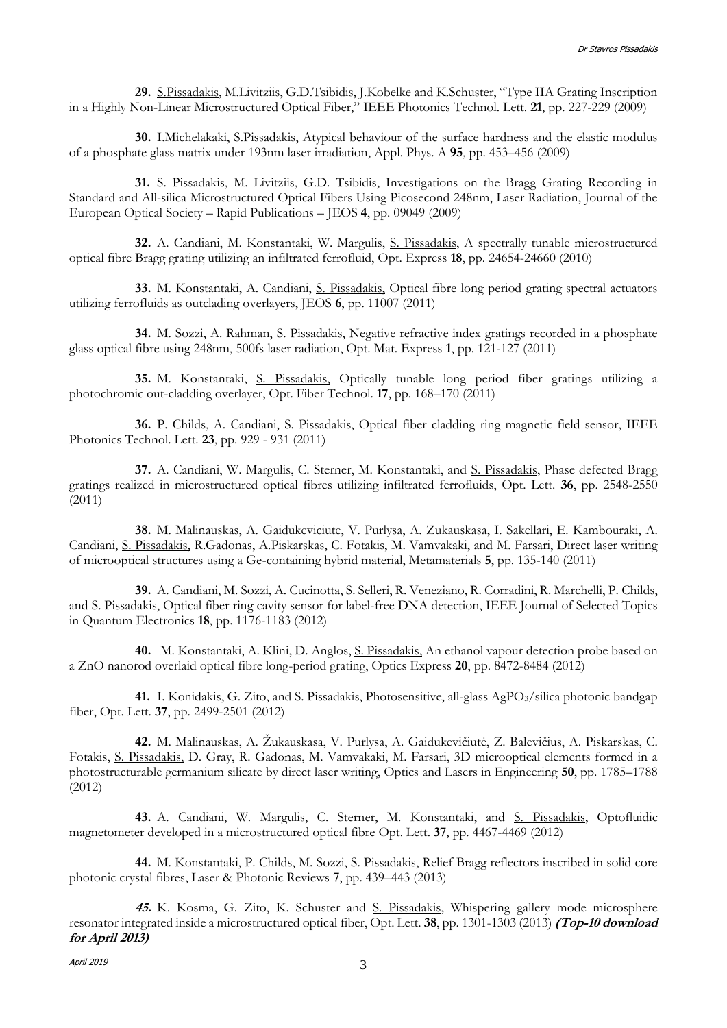**29.** S.Pissadakis, M.Livitziis, G.D.Tsibidis, J.Kobelke and K.Schuster, "Type IIA Grating Inscription in a Highly Non-Linear Microstructured Optical Fiber," IEEE Photonics Technol. Lett. **21**, pp. 227-229 (2009)

**30.** I.Michelakaki, S.Pissadakis, Atypical behaviour of the surface hardness and the elastic modulus of a phosphate glass matrix under 193nm laser irradiation, Appl. Phys. A **95**, pp. 453–456 (2009)

**31.** S. Pissadakis, M. Livitziis, G.D. Tsibidis, Investigations on the Bragg Grating Recording in Standard and All-silica Microstructured Optical Fibers Using Picosecond 248nm, Laser Radiation, Journal of the European Optical Society – Rapid Publications – JEOS **4**, pp. 09049 (2009)

**32.** A. Candiani, M. Konstantaki, W. Margulis, S. Pissadakis, A spectrally tunable microstructured optical fibre Bragg grating utilizing an infiltrated ferrofluid, Opt. Express **18**, pp. 24654-24660 (2010)

**33.** M. Konstantaki, A. Candiani, S. Pissadakis, Optical fibre long period grating spectral actuators utilizing ferrofluids as outclading overlayers, JEOS **6**, pp. 11007 (2011)

**34.** M. Sozzi, A. Rahman, S. Pissadakis, Negative refractive index gratings recorded in a phosphate glass optical fibre using 248nm, 500fs laser radiation, Opt. Mat. Express **1**, pp. 121-127 (2011)

**35.** M. Konstantaki, S. Pissadakis, Optically tunable long period fiber gratings utilizing a photochromic out-cladding overlayer, Opt. Fiber Technol. **17**, pp. 168–170 (2011)

**36.** P. Childs, A. Candiani, S. Pissadakis, Optical fiber cladding ring magnetic field sensor, IEEE Photonics Technol. Lett. **23**, pp. 929 - 931 (2011)

**37.** A. Candiani, W. Margulis, C. Sterner, M. Konstantaki, and S. Pissadakis, Phase defected Bragg gratings realized in microstructured optical fibres utilizing infiltrated ferrofluids, Opt. Lett. **36**, pp. 2548-2550 (2011)

**38.** M. Malinauskas, A. Gaidukeviciute, V. Purlysa, A. Zukauskasa, I. Sakellari, E. Kambouraki, A. Candiani, S. Pissadakis, R.Gadonas, A.Piskarskas, C. Fotakis, M. Vamvakaki, and M. Farsari, Direct laser writing of microoptical structures using a Ge-containing hybrid material, Metamaterials **5**, pp. 135-140 (2011)

**39.** A. Candiani, M. Sozzi, A. Cucinotta, S. Selleri, R. Veneziano, R. Corradini, R. Marchelli, P. Childs, and S. Pissadakis, Optical fiber ring cavity sensor for label-free DNA detection, IEEE Journal of Selected Topics in Quantum Electronics **18**, pp. 1176-1183 (2012)

**40.** M. Konstantaki, A. Klini, D. Anglos, S. Pissadakis, An ethanol vapour detection probe based on a ZnO nanorod overlaid optical fibre long-period grating, Optics Express **20**, pp. 8472-8484 (2012)

**41.** I. Konidakis, G. Zito, and S. Pissadakis, Photosensitive, all-glass $AgPO_3$/silica photonic bandgap fiber, Opt. Lett. **37**, pp. 2499-2501 (2012)

**42.** M. Malinauskas, A. Žukauskasa, V. Purlysa, A. Gaidukevičiutė, Z. Balevičius, A. Piskarskas, C. Fotakis, S. Pissadakis, D. Gray, R. Gadonas, M. Vamvakaki, M. Farsari, 3D microoptical elements formed in a photostructurable germanium silicate by direct laser writing, Optics and Lasers in Engineering **50**, pp. 1785–1788 (2012)

**43.** A. Candiani, W. Margulis, C. Sterner, M. Konstantaki, and S. Pissadakis, Optofluidic magnetometer developed in a microstructured optical fibre Opt. Lett. **37**, pp. 4467-4469 (2012)

**44.** M. Konstantaki, P. Childs, M. Sozzi, S. Pissadakis, Relief Bragg reflectors inscribed in solid core photonic crystal fibres, Laser & Photonic Reviews **7**, pp. 439–443 (2013)

***45.*** K. Kosma, G. Zito, K. Schuster and S. Pissadakis, Whispering gallery mode microsphere resonator integrated inside a microstructured optical fiber, Opt. Lett. **38**, pp. 1301-1303 (2013) ***(Top-10 download for April 2013)***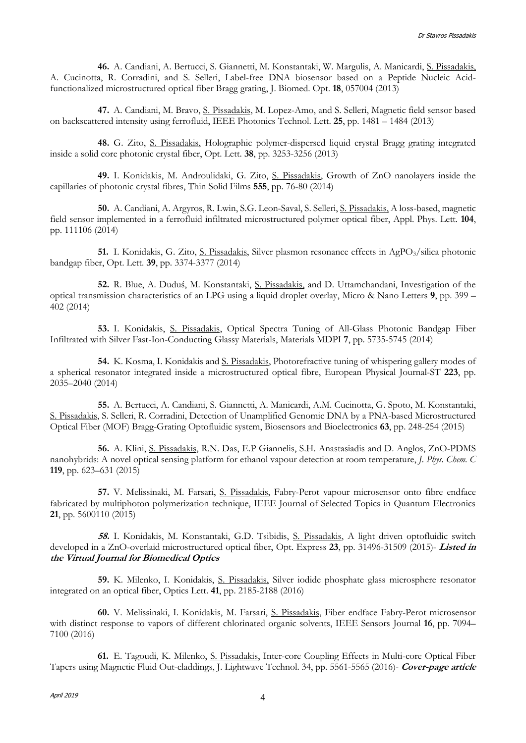**46.** A. Candiani, A. Bertucci, S. Giannetti, M. Konstantaki, W. Margulis, A. Manicardi, S. Pissadakis, A. Cucinotta, R. Corradini, and S. Selleri, Label-free DNA biosensor based on a Peptide Nucleic Acid-functionalized microstructured optical fiber Bragg grating, J. Biomed. Opt. **18**, 057004 (2013)

**47.** A. Candiani, M. Bravo, S. Pissadakis, M. Lopez-Amo, and S. Selleri, Magnetic field sensor based on backscattered intensity using ferrofluid, IEEE Photonics Technol. Lett. **25**, pp. 1481 – 1484 (2013)

**48.** G. Zito, S. Pissadakis, Holographic polymer-dispersed liquid crystal Bragg grating integrated inside a solid core photonic crystal fiber, Opt. Lett. **38**, pp. 3253-3256 (2013)

**49.** I. Konidakis, M. Androulidaki, G. Zito, S. Pissadakis, Growth of ZnO nanolayers inside the capillaries of photonic crystal fibres, Thin Solid Films **555**, pp. 76-80 (2014)

**50.** A. Candiani, A. Argyros, R. Lwin, S.G. Leon-Saval, S. Selleri, S. Pissadakis, A loss-based, magnetic field sensor implemented in a ferrofluid infiltrated microstructured polymer optical fiber, Appl. Phys. Lett. **104**, pp. 111106 (2014)

**51.** I. Konidakis, G. Zito, S. Pissadakis, Silver plasmon resonance effects in $AgPO_3$/silica photonic bandgap fiber, Opt. Lett. **39**, pp. 3374-3377 (2014)

**52.** R. Blue, A. Duduś, M. Konstantaki, S. Pissadakis, and D. Uttamchandani, Investigation of the optical transmission characteristics of an LPG using a liquid droplet overlay, Micro & Nano Letters **9**, pp. 399 – 402 (2014)

**53.** I. Konidakis, S. Pissadakis, Optical Spectra Tuning of All-Glass Photonic Bandgap Fiber Infiltrated with Silver Fast-Ion-Conducting Glassy Materials, Materials MDPI **7**, pp. 5735-5745 (2014)

**54.** K. Kosma, I. Konidakis and S. Pissadakis, Photorefractive tuning of whispering gallery modes of a spherical resonator integrated inside a microstructured optical fibre, European Physical Journal-ST **223**, pp. 2035–2040 (2014)

**55.** A. Bertucci, A. Candiani, S. Giannetti, A. Manicardi, A.M. Cucinotta, G. Spoto, M. Konstantaki, S. Pissadakis, S. Selleri, R. Corradini, Detection of Unamplified Genomic DNA by a PNA-based Microstructured Optical Fiber (MOF) Bragg-Grating Optofluidic system, Biosensors and Bioelectronics **63**, pp. 248-254 (2015)

**56.** A. Klini, S. Pissadakis, R.N. Das, E.P Giannelis, S.H. Anastasiadis and D. Anglos, ZnO-PDMS nanohybrids: A novel optical sensing platform for ethanol vapour detection at room temperature, *J. Phys. Chem. C* **119**, pp. 623–631 (2015)

**57.** V. Melissinaki, M. Farsari, S. Pissadakis, Fabry-Perot vapour microsensor onto fibre endface fabricated by multiphoton polymerization technique, IEEE Journal of Selected Topics in Quantum Electronics **21**, pp. 5600110 (2015)

***58.*** I. Konidakis, M. Konstantaki, G.D. Tsibidis, S. Pissadakis, A light driven optofluidic switch developed in a ZnO-overlaid microstructured optical fiber, Opt. Express **23**, pp. 31496-31509 (2015)- ***Listed in the Virtual Journal for Biomedical Optics***

**59.** K. Milenko, I. Konidakis, S. Pissadakis, Silver iodide phosphate glass microsphere resonator integrated on an optical fiber, Optics Lett. **41**, pp. 2185-2188 (2016)

**60.** V. Melissinaki, I. Konidakis, M. Farsari, S. Pissadakis, Fiber endface Fabry-Perot microsensor with distinct response to vapors of different chlorinated organic solvents, IEEE Sensors Journal **16**, pp. 7094–7100 (2016)

**61.** E. Tagoudi, K. Milenko, S. Pissadakis, Inter-core Coupling Effects in Multi-core Optical Fiber Tapers using Magnetic Fluid Out-claddings, J. Lightwave Technol. 34, pp. 5561-5565 (2016)- ***Cover-page article***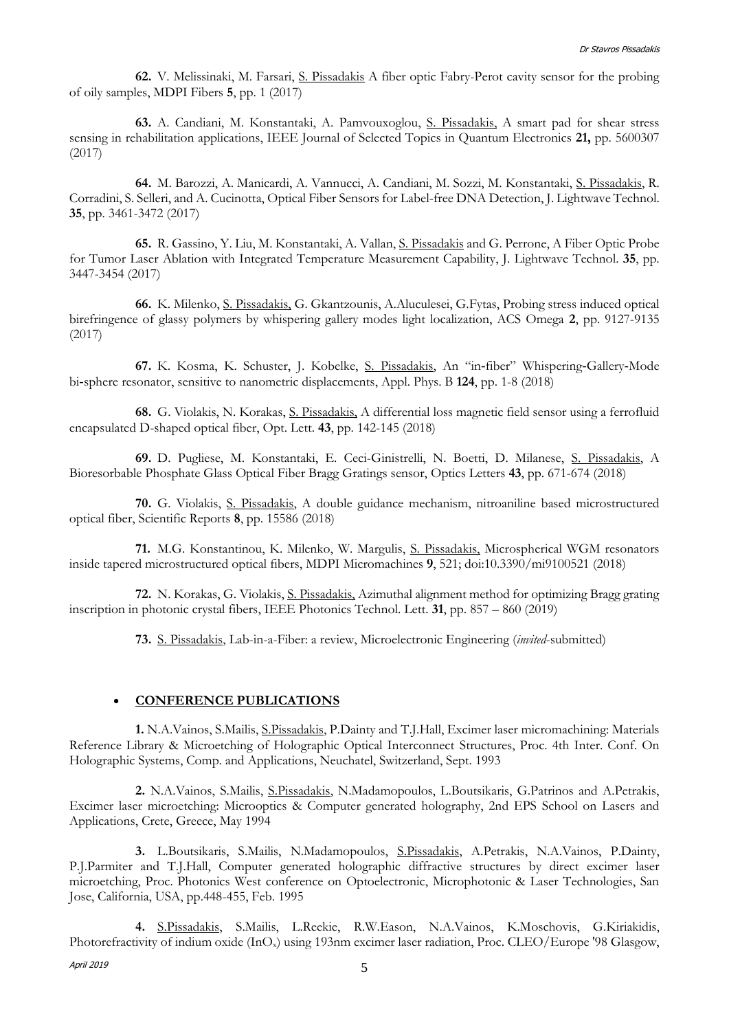**62.** V. Melissinaki, M. Farsari, S. Pissadakis A fiber optic Fabry-Perot cavity sensor for the probing of oily samples, MDPI Fibers **5**, pp. 1 (2017)

**63.** A. Candiani, M. Konstantaki, A. Pamvouxoglou, S. Pissadakis, A smart pad for shear stress sensing in rehabilitation applications, IEEE Journal of Selected Topics in Quantum Electronics **21,** pp. 5600307 (2017)

**64.** M. Barozzi, A. Manicardi, A. Vannucci, A. Candiani, M. Sozzi, M. Konstantaki, S. Pissadakis, R. Corradini, S. Selleri, and A. Cucinotta, Optical Fiber Sensors for Label-free DNA Detection, J. Lightwave Technol. **35**, pp. 3461-3472 (2017)

**65.** R. Gassino, Y. Liu, M. Konstantaki, A. Vallan, S. Pissadakis and G. Perrone, A Fiber Optic Probe for Tumor Laser Ablation with Integrated Temperature Measurement Capability, J. Lightwave Technol. **35**, pp. 3447-3454 (2017)

**66.** K. Milenko, S. Pissadakis, G. Gkantzounis, A.Aluculesei, G.Fytas, Probing stress induced optical birefringence of glassy polymers by whispering gallery modes light localization, ACS Omega **2**, pp. 9127-9135 (2017)

**67.** K. Kosma, K. Schuster, J. Kobelke, S. Pissadakis, An "in-fiber" Whispering-Gallery-Mode bi-sphere resonator, sensitive to nanometric displacements, Appl. Phys. B **124**, pp. 1-8 (2018)

**68.** G. Violakis, N. Korakas, S. Pissadakis, A differential loss magnetic field sensor using a ferrofluid encapsulated D-shaped optical fiber, Opt. Lett. **43**, pp. 142-145 (2018)

**69.** D. Pugliese, M. Konstantaki, E. Ceci-Ginistrelli, N. Boetti, D. Milanese, S. Pissadakis, A Bioresorbable Phosphate Glass Optical Fiber Bragg Gratings sensor, Optics Letters **43**, pp. 671-674 (2018)

**70.** G. Violakis, S. Pissadakis, A double guidance mechanism, nitroaniline based microstructured optical fiber, Scientific Reports **8**, pp. 15586 (2018)

**71.** M.G. Konstantinou, K. Milenko, W. Margulis, S. Pissadakis, Microspherical WGM resonators inside tapered microstructured optical fibers, MDPI Micromachines **9**, 521; doi:10.3390/mi9100521 (2018)

**72.** N. Korakas, G. Violakis, S. Pissadakis, Azimuthal alignment method for optimizing Bragg grating inscription in photonic crystal fibers, IEEE Photonics Technol. Lett. **31**, pp. 857 – 860 (2019)

**73.** S. Pissadakis, Lab-in-a-Fiber: a review, Microelectronic Engineering (*invited*-submitted)

- **CONFERENCE PUBLICATIONS**

**1.** N.A.Vainos, S.Mailis, S.Pissadakis, P.Dainty and T.J.Hall, Excimer laser micromachining: Materials Reference Library & Microetching of Holographic Optical Interconnect Structures, Proc. 4th Inter. Conf. On Holographic Systems, Comp. and Applications, Neuchatel, Switzerland, Sept. 1993

**2.** N.A.Vainos, S.Mailis, S.Pissadakis, N.Madamopoulos, L.Boutsikaris, G.Patrinos and A.Petrakis, Excimer laser microetching: Microoptics & Computer generated holography, 2nd EPS School on Lasers and Applications, Crete, Greece, May 1994

**3.** L.Boutsikaris, S.Mailis, N.Madamopoulos, S.Pissadakis, A.Petrakis, N.A.Vainos, P.Dainty, P.J.Parmiter and T.J.Hall, Computer generated holographic diffractive structures by direct excimer laser microetching, Proc. Photonics West conference on Optoelectronic, Microphotonic & Laser Technologies, San Jose, California, USA, pp.448-455, Feb. 1995

**4.** S.Pissadakis, S.Mailis, L.Reekie, R.W.Eason, N.A.Vainos, K.Moschovis, G.Kiriakidis, Photorefractivity of indium oxide ($InO_x$) using 193nm excimer laser radiation, Proc. CLEO/Europe '98 Glasgow,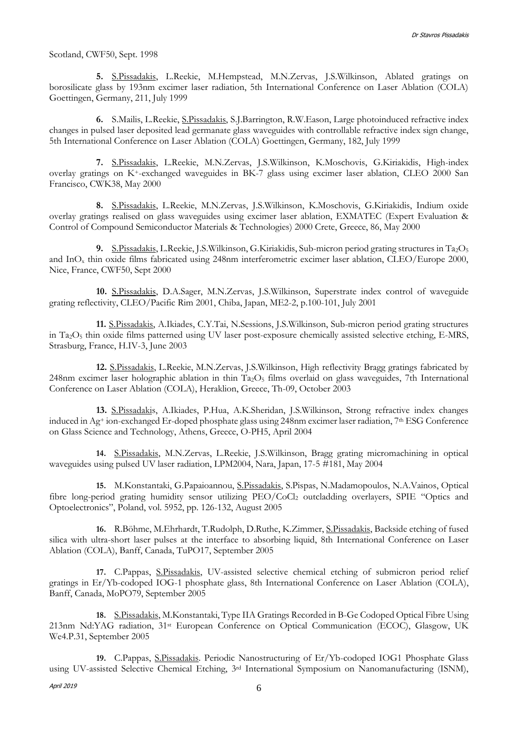Scotland, CWF50, Sept. 1998

**5.** S.Pissadakis, L.Reekie, M.Hempstead, M.N.Zervas, J.S.Wilkinson, Ablated gratings on borosilicate glass by 193nm excimer laser radiation, 5th International Conference on Laser Ablation (COLA) Goettingen, Germany, 211, July 1999

**6.** S.Mailis, L.Reekie, S.Pissadakis, S.J.Barrington, R.W.Eason, Large photoinduced refractive index changes in pulsed laser deposited lead germanate glass waveguides with controllable refractive index sign change, 5th International Conference on Laser Ablation (COLA) Goettingen, Germany, 182, July 1999

**7.** S.Pissadakis, L.Reekie, M.N.Zervas, J.S.Wilkinson, K.Moschovis, G.Kiriakidis, High-index overlay gratings on $K^+$-exchanged waveguides in BK-7 glass using excimer laser ablation, CLEO 2000 San Francisco, CWK38, May 2000

**8.** S.Pissadakis, L.Reekie, M.N.Zervas, J.S.Wilkinson, K.Moschovis, G.Kiriakidis, Indium oxide overlay gratings realised on glass waveguides using excimer laser ablation, EXMATEC (Expert Evaluation & Control of Compound Semiconductor Materials & Technologies) 2000 Crete, Greece, 86, May 2000

**9.** S.Pissadakis, L.Reekie, J.S.Wilkinson, G.Kiriakidis, Sub-micron period grating structures in $Ta_2O_5$ and $InO_x$ thin oxide films fabricated using 248nm interferometric excimer laser ablation, CLEO/Europe 2000, Nice, France, CWF50, Sept 2000

**10.** S.Pissadakis, D.A.Sager, M.N.Zervas, J.S.Wilkinson, Superstrate index control of waveguide grating reflectivity, CLEO/Pacific Rim 2001, Chiba, Japan, ME2-2, p.100-101, July 2001

**11.** S.Pissadakis, A.Ikiades, C.Y.Tai, N.Sessions, J.S.Wilkinson, Sub-micron period grating structures in $Ta_2O_5$ thin oxide films patterned using UV laser post-exposure chemically assisted selective etching, E-MRS, Strasburg, France, H.IV-3, June 2003

**12.** S.Pissadakis, L.Reekie, M.N.Zervas, J.S.Wilkinson, High reflectivity Bragg gratings fabricated by 248nm excimer laser holographic ablation in thin $Ta_2O_5$ films overlaid on glass waveguides, 7th International Conference on Laser Ablation (COLA), Heraklion, Greece, Th-09, October 2003

**13.** S.Pissadakis, A.Ikiades, P.Hua, A.K.Sheridan, J.S.Wilkinson, Strong refractive index changes induced in $Ag^+$ ion-exchanged Er-doped phosphate glass using 248nm excimer laser radiation, 7th ESG Conference on Glass Science and Technology, Athens, Greece, O-PH5, April 2004

**14.** S.Pissadakis, M.N.Zervas, L.Reekie, J.S.Wilkinson, Bragg grating micromachining in optical waveguides using pulsed UV laser radiation, LPM2004, Nara, Japan, 17-5 #181, May 2004

**15.** M.Konstantaki, G.Papaioannou, S.Pissadakis, S.Pispas, N.Madamopoulos, N.A.Vainos, Optical fibre long-period grating humidity sensor utilizing PEO/$CoCl_2$ outcladding overlayers, SPIE "Optics and Optoelectronics", Poland, vol. 5952, pp. 126-132, August 2005

**16.** R.Böhme, M.Ehrhardt, T.Rudolph, D.Ruthe, K.Zimmer, S.Pissadakis, Backside etching of fused silica with ultra-short laser pulses at the interface to absorbing liquid, 8th International Conference on Laser Ablation (COLA), Banff, Canada, TuPO17, September 2005

**17.** C.Pappas, S.Pissadakis, UV-assisted selective chemical etching of submicron period relief gratings in Er/Yb-codoped IOG-1 phosphate glass, 8th International Conference on Laser Ablation (COLA), Banff, Canada, MoPO79, September 2005

**18.** S.Pissadakis, M.Konstantaki, Type IIA Gratings Recorded in B-Ge Codoped Optical Fibre Using 213nm Nd:YAG radiation, 31st European Conference on Optical Communication (ECOC), Glasgow, UK We4.P.31, September 2005

**19.** C.Pappas, S.Pissadakis. Periodic Nanostructuring of Er/Yb-codoped IOG1 Phosphate Glass using UV-assisted Selective Chemical Etching, 3rd International Symposium on Nanomanufacturing (ISNM),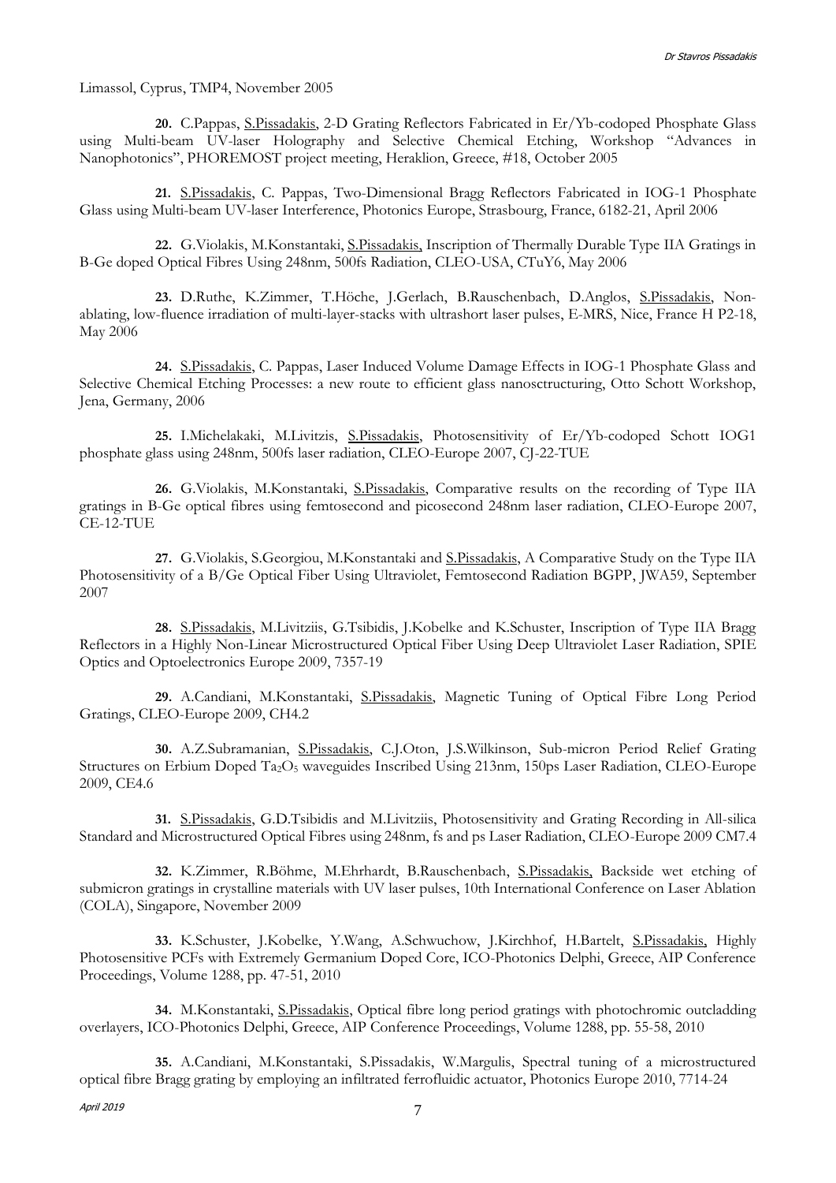Limassol, Cyprus, TMP4, November 2005

**20.** C.Pappas, S.Pissadakis, 2-D Grating Reflectors Fabricated in Er/Yb-codoped Phosphate Glass using Multi-beam UV-laser Holography and Selective Chemical Etching, Workshop "Advances in Nanophotonics", PHOREMOST project meeting, Heraklion, Greece, #18, October 2005

**21.** S.Pissadakis, C. Pappas, Two-Dimensional Bragg Reflectors Fabricated in IOG-1 Phosphate Glass using Multi-beam UV-laser Interference, Photonics Europe, Strasbourg, France, 6182-21, April 2006

**22.** G.Violakis, M.Konstantaki, S.Pissadakis, Inscription of Thermally Durable Type IIA Gratings in B-Ge doped Optical Fibres Using 248nm, 500fs Radiation, CLEO-USA, CTuY6, May 2006

**23.** D.Ruthe, K.Zimmer, T.Höche, J.Gerlach, B.Rauschenbach, D.Anglos, S.Pissadakis, Non-ablating, low-fluence irradiation of multi-layer-stacks with ultrashort laser pulses, E-MRS, Nice, France H P2-18, May 2006

**24.** S.Pissadakis, C. Pappas, Laser Induced Volume Damage Effects in IOG-1 Phosphate Glass and Selective Chemical Etching Processes: a new route to efficient glass nanosctructuring, Otto Schott Workshop, Jena, Germany, 2006

**25.** I.Michelakaki, M.Livitzis, S.Pissadakis, Photosensitivity of Er/Yb-codoped Schott IOG1 phosphate glass using 248nm, 500fs laser radiation, CLEO-Europe 2007, CJ-22-TUE

**26.** G.Violakis, M.Konstantaki, S.Pissadakis, Comparative results on the recording of Type IIA gratings in B-Ge optical fibres using femtosecond and picosecond 248nm laser radiation, CLEO-Europe 2007, CE-12-TUE

**27.** G.Violakis, S.Georgiou, M.Konstantaki and S.Pissadakis, A Comparative Study on the Type IIA Photosensitivity of a B/Ge Optical Fiber Using Ultraviolet, Femtosecond Radiation BGPP, JWA59, September 2007

**28.** S.Pissadakis, M.Livitziis, G.Tsibidis, J.Kobelke and K.Schuster, Inscription of Type IIA Bragg Reflectors in a Highly Non-Linear Microstructured Optical Fiber Using Deep Ultraviolet Laser Radiation, SPIE Optics and Optoelectronics Europe 2009, 7357-19

**29.** A.Candiani, M.Konstantaki, S.Pissadakis, Magnetic Tuning of Optical Fibre Long Period Gratings, CLEO-Europe 2009, CH4.2

**30.** A.Z.Subramanian, S.Pissadakis, C.J.Oton, J.S.Wilkinson, Sub-micron Period Relief Grating Structures on Erbium Doped $Ta_2O_5$ waveguides Inscribed Using 213nm, 150ps Laser Radiation, CLEO-Europe 2009, CE4.6

**31.** S.Pissadakis, G.D.Tsibidis and M.Livitziis, Photosensitivity and Grating Recording in All-silica Standard and Microstructured Optical Fibres using 248nm, fs and ps Laser Radiation, CLEO-Europe 2009 CM7.4

**32.** K.Zimmer, R.Böhme, M.Ehrhardt, B.Rauschenbach, S.Pissadakis, Backside wet etching of submicron gratings in crystalline materials with UV laser pulses, 10th International Conference on Laser Ablation (COLA), Singapore, November 2009

**33.** K.Schuster, J.Kobelke, Y.Wang, A.Schwuchow, J.Kirchhof, H.Bartelt, S.Pissadakis, Highly Photosensitive PCFs with Extremely Germanium Doped Core, ICO-Photonics Delphi, Greece, AIP Conference Proceedings, Volume 1288, pp. 47-51, 2010

**34.** M.Konstantaki, S.Pissadakis, Optical fibre long period gratings with photochromic outcladding overlayers, ICO-Photonics Delphi, Greece, AIP Conference Proceedings, Volume 1288, pp. 55-58, 2010

**35.** A.Candiani, M.Konstantaki, S.Pissadakis, W.Margulis, Spectral tuning of a microstructured optical fibre Bragg grating by employing an infiltrated ferrofluidic actuator, Photonics Europe 2010, 7714-24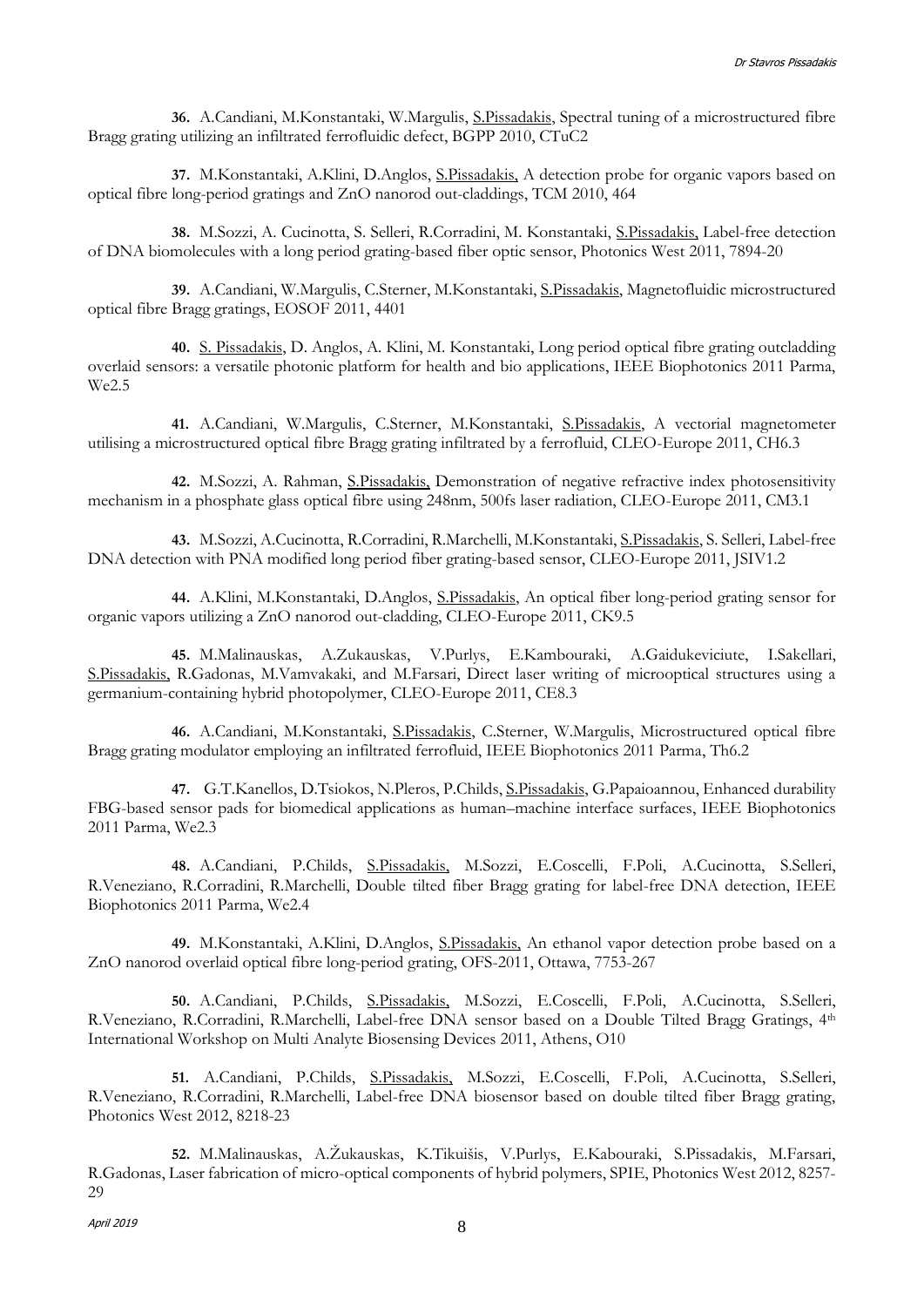**36.** A.Candiani, M.Konstantaki, W.Margulis, S.Pissadakis, Spectral tuning of a microstructured fibre Bragg grating utilizing an infiltrated ferrofluidic defect, BGPP 2010, CTuC2

**37.** M.Konstantaki, A.Klini, D.Anglos, S.Pissadakis, A detection probe for organic vapors based on optical fibre long-period gratings and ZnO nanorod out-claddings, TCM 2010, 464

**38.** M.Sozzi, A. Cucinotta, S. Selleri, R.Corradini, M. Konstantaki, S.Pissadakis, Label-free detection of DNA biomolecules with a long period grating-based fiber optic sensor, Photonics West 2011, 7894-20

**39.** A.Candiani, W.Margulis, C.Sterner, M.Konstantaki, S.Pissadakis, Magnetofluidic microstructured optical fibre Bragg gratings, EOSOF 2011, 4401

**40.** S. Pissadakis, D. Anglos, A. Klini, M. Konstantaki, Long period optical fibre grating outcladding overlaid sensors: a versatile photonic platform for health and bio applications, IEEE Biophotonics 2011 Parma, We2.5

**41.** A.Candiani, W.Margulis, C.Sterner, M.Konstantaki, S.Pissadakis, A vectorial magnetometer utilising a microstructured optical fibre Bragg grating infiltrated by a ferrofluid, CLEO-Europe 2011, CH6.3

**42.** M.Sozzi, A. Rahman, S.Pissadakis, Demonstration of negative refractive index photosensitivity mechanism in a phosphate glass optical fibre using 248nm, 500fs laser radiation, CLEO-Europe 2011, CM3.1

**43.** M.Sozzi, A.Cucinotta, R.Corradini, R.Marchelli, M.Konstantaki, S.Pissadakis, S. Selleri, Label-free DNA detection with PNA modified long period fiber grating-based sensor, CLEO-Europe 2011, JSIV1.2

**44.** A.Klini, M.Konstantaki, D.Anglos, S.Pissadakis, An optical fiber long-period grating sensor for organic vapors utilizing a ZnO nanorod out-cladding, CLEO-Europe 2011, CK9.5

**45.** M.Malinauskas, A.Zukauskas, V.Purlys, E.Kambouraki, A.Gaidukeviciute, I.Sakellari, S.Pissadakis, R.Gadonas, M.Vamvakaki, and M.Farsari, Direct laser writing of microoptical structures using a germanium-containing hybrid photopolymer, CLEO-Europe 2011, CE8.3

**46.** A.Candiani, M.Konstantaki, S.Pissadakis, C.Sterner, W.Margulis, Microstructured optical fibre Bragg grating modulator employing an infiltrated ferrofluid, IEEE Biophotonics 2011 Parma, Th6.2

**47.** G.T.Kanellos, D.Tsiokos, N.Pleros, P.Childs, S.Pissadakis, G.Papaioannou, Enhanced durability FBG-based sensor pads for biomedical applications as human–machine interface surfaces, IEEE Biophotonics 2011 Parma, We2.3

**48.** A.Candiani, P.Childs, S.Pissadakis, M.Sozzi, E.Coscelli, F.Poli, A.Cucinotta, S.Selleri, R.Veneziano, R.Corradini, R.Marchelli, Double tilted fiber Bragg grating for label-free DNA detection, IEEE Biophotonics 2011 Parma, We2.4

**49.** M.Konstantaki, A.Klini, D.Anglos, S.Pissadakis, An ethanol vapor detection probe based on a ZnO nanorod overlaid optical fibre long-period grating, OFS-2011, Ottawa, 7753-267

**50.** A.Candiani, P.Childs, S.Pissadakis, M.Sozzi, E.Coscelli, F.Poli, A.Cucinotta, S.Selleri, R.Veneziano, R.Corradini, R.Marchelli, Label-free DNA sensor based on a Double Tilted Bragg Gratings, 4th International Workshop on Multi Analyte Biosensing Devices 2011, Athens, O10

**51.** A.Candiani, P.Childs, S.Pissadakis, M.Sozzi, E.Coscelli, F.Poli, A.Cucinotta, S.Selleri, R.Veneziano, R.Corradini, R.Marchelli, Label-free DNA biosensor based on double tilted fiber Bragg grating, Photonics West 2012, 8218-23

**52.** M.Malinauskas, A.Žukauskas, K.Tikuišis, V.Purlys, E.Kabouraki, S.Pissadakis, M.Farsari, R.Gadonas, Laser fabrication of micro-optical components of hybrid polymers, SPIE, Photonics West 2012, 8257-29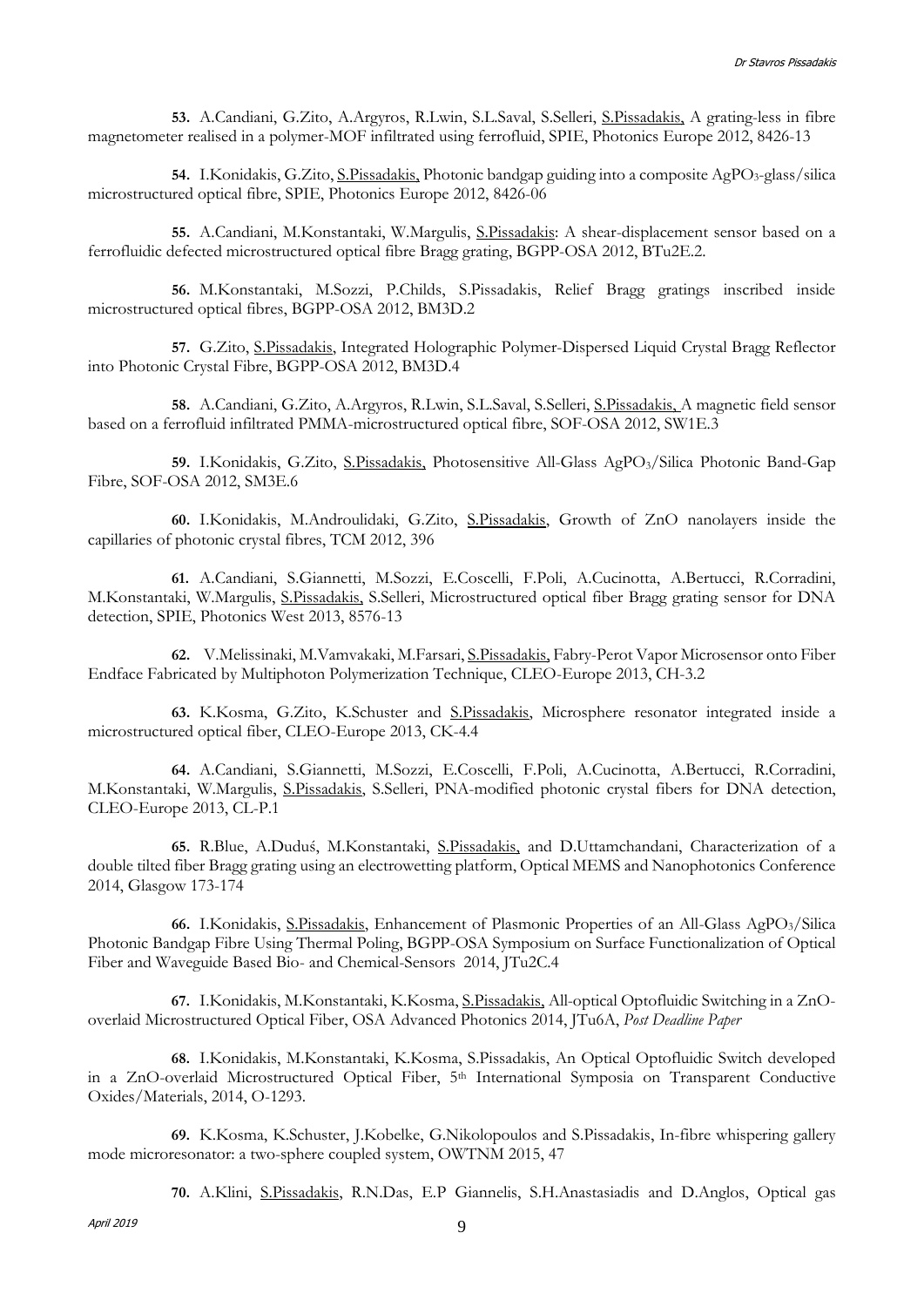**53.** A.Candiani, G.Zito, A.Argyros, R.Lwin, S.L.Saval, S.Selleri, S.Pissadakis, A grating-less in fibre magnetometer realised in a polymer-MOF infiltrated using ferrofluid, SPIE, Photonics Europe 2012, 8426-13

**54.** I.Konidakis, G.Zito, S.Pissadakis, Photonic bandgap guiding into a composite $AgPO_3$-glass/silica microstructured optical fibre, SPIE, Photonics Europe 2012, 8426-06

**55.** A.Candiani, M.Konstantaki, W.Margulis, S.Pissadakis: A shear-displacement sensor based on a ferrofluidic defected microstructured optical fibre Bragg grating, BGPP-OSA 2012, BTu2E.2.

**56.** M.Konstantaki, M.Sozzi, P.Childs, S.Pissadakis, Relief Bragg gratings inscribed inside microstructured optical fibres, BGPP-OSA 2012, BM3D.2

**57.** G.Zito, S.Pissadakis, Integrated Holographic Polymer-Dispersed Liquid Crystal Bragg Reflector into Photonic Crystal Fibre, BGPP-OSA 2012, BM3D.4

**58.** A.Candiani, G.Zito, A.Argyros, R.Lwin, S.L.Saval, S.Selleri, S.Pissadakis, A magnetic field sensor based on a ferrofluid infiltrated PMMA-microstructured optical fibre, SOF-OSA 2012, SW1E.3

**59.** I.Konidakis, G.Zito, S.Pissadakis, Photosensitive All-Glass $AgPO_3$/Silica Photonic Band-Gap Fibre, SOF-OSA 2012, SM3E.6

**60.** I.Konidakis, M.Androulidaki, G.Zito, S.Pissadakis, Growth of ZnO nanolayers inside the capillaries of photonic crystal fibres, TCM 2012, 396

**61.** A.Candiani, S.Giannetti, M.Sozzi, E.Coscelli, F.Poli, A.Cucinotta, A.Bertucci, R.Corradini, M.Konstantaki, W.Margulis, S.Pissadakis, S.Selleri, Microstructured optical fiber Bragg grating sensor for DNA detection, SPIE, Photonics West 2013, 8576-13

**62.** V.Melissinaki, M.Vamvakaki, M.Farsari, S.Pissadakis, Fabry-Perot Vapor Microsensor onto Fiber Endface Fabricated by Multiphoton Polymerization Technique, CLEO-Europe 2013, CH-3.2

**63.** K.Kosma, G.Zito, K.Schuster and S.Pissadakis, Microsphere resonator integrated inside a microstructured optical fiber, CLEO-Europe 2013, CK-4.4

**64.** A.Candiani, S.Giannetti, M.Sozzi, E.Coscelli, F.Poli, A.Cucinotta, A.Bertucci, R.Corradini, M.Konstantaki, W.Margulis, S.Pissadakis, S.Selleri, PNA-modified photonic crystal fibers for DNA detection, CLEO-Europe 2013, CL-P.1

**65.** R.Blue, A.Duduś, M.Konstantaki, S.Pissadakis, and D.Uttamchandani, Characterization of a double tilted fiber Bragg grating using an electrowetting platform, Optical MEMS and Nanophotonics Conference 2014, Glasgow 173-174

**66.** I.Konidakis, S.Pissadakis, Enhancement of Plasmonic Properties of an All-Glass $AgPO_3$/Silica Photonic Bandgap Fibre Using Thermal Poling, BGPP-OSA Symposium on Surface Functionalization of Optical Fiber and Waveguide Based Bio- and Chemical-Sensors 2014, JTu2C.4

**67.** I.Konidakis, M.Konstantaki, K.Kosma, S.Pissadakis, All-optical Optofluidic Switching in a ZnO-overlaid Microstructured Optical Fiber, OSA Advanced Photonics 2014, JTu6A, *Post Deadline Paper*

**68.** I.Konidakis, M.Konstantaki, K.Kosma, S.Pissadakis, An Optical Optofluidic Switch developed in a ZnO-overlaid Microstructured Optical Fiber, 5th International Symposia on Transparent Conductive Oxides/Materials, 2014, O-1293.

**69.** K.Kosma, K.Schuster, J.Kobelke, G.Nikolopoulos and S.Pissadakis, In-fibre whispering gallery mode microresonator: a two-sphere coupled system, OWTNM 2015, 47

**70.** A.Klini, S.Pissadakis, R.N.Das, E.P Giannelis, S.H.Anastasiadis and D.Anglos, Optical gas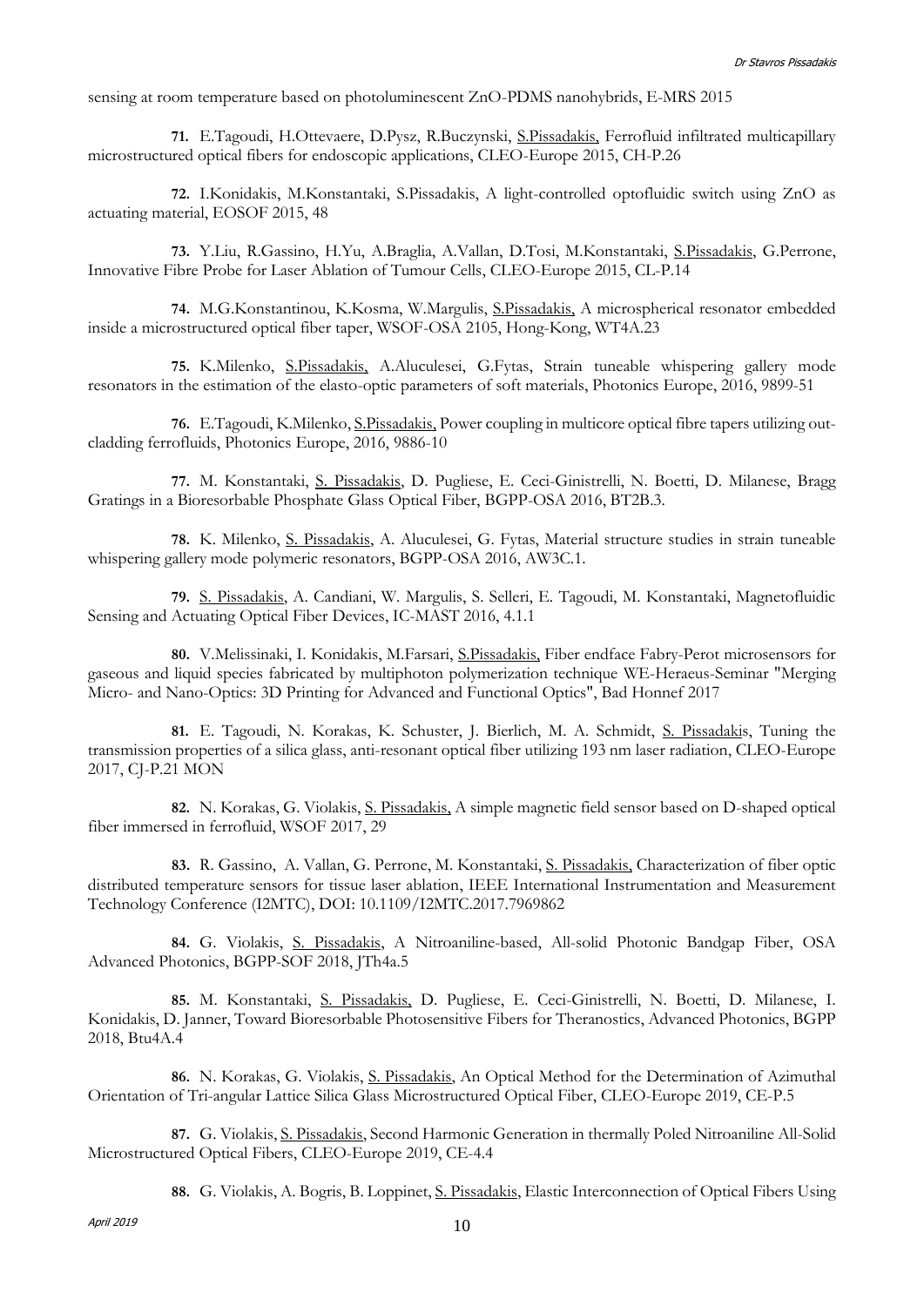sensing at room temperature based on photoluminescent ZnO-PDMS nanohybrids, E-MRS 2015

**71.** E.Tagoudi, H.Ottevaere, D.Pysz, R.Buczynski, S.Pissadakis, Ferrofluid infiltrated multicapillary microstructured optical fibers for endoscopic applications, CLEO-Europe 2015, CH-P.26

**72.** I.Konidakis, M.Konstantaki, S.Pissadakis, A light-controlled optofluidic switch using ZnO as actuating material, EOSOF 2015, 48

**73.** Y.Liu, R.Gassino, H.Yu, A.Braglia, A.Vallan, D.Tosi, M.Konstantaki, S.Pissadakis, G.Perrone, Innovative Fibre Probe for Laser Ablation of Tumour Cells, CLEO-Europe 2015, CL-P.14

**74.** M.G.Konstantinou, K.Kosma, W.Margulis, S.Pissadakis, A microspherical resonator embedded inside a microstructured optical fiber taper, WSOF-OSA 2105, Hong-Kong, WT4A.23

**75.** K.Milenko, S.Pissadakis, A.Aluculesei, G.Fytas, Strain tuneable whispering gallery mode resonators in the estimation of the elasto-optic parameters of soft materials, Photonics Europe, 2016, 9899-51

**76.** E.Tagoudi, K.Milenko, S.Pissadakis, Power coupling in multicore optical fibre tapers utilizing out-cladding ferrofluids, Photonics Europe, 2016, 9886-10

**77.** M. Konstantaki, S. Pissadakis, D. Pugliese, E. Ceci-Ginistrelli, N. Boetti, D. Milanese, Bragg Gratings in a Bioresorbable Phosphate Glass Optical Fiber, BGPP-OSA 2016, BT2B.3.

**78.** K. Milenko, S. Pissadakis, A. Aluculesei, G. Fytas, Material structure studies in strain tuneable whispering gallery mode polymeric resonators, BGPP-OSA 2016, AW3C.1.

**79.** S. Pissadakis, A. Candiani, W. Margulis, S. Selleri, E. Tagoudi, M. Konstantaki, Magnetofluidic Sensing and Actuating Optical Fiber Devices, IC-MAST 2016, 4.1.1

**80.** V.Melissinaki, I. Konidakis, M.Farsari, S.Pissadakis, Fiber endface Fabry-Perot microsensors for gaseous and liquid species fabricated by multiphoton polymerization technique WE-Heraeus-Seminar "Merging Micro- and Nano-Optics: 3D Printing for Advanced and Functional Optics", Bad Honnef 2017

**81.** E. Tagoudi, N. Korakas, K. Schuster, J. Bierlich, M. A. Schmidt, S. Pissadakis, Tuning the transmission properties of a silica glass, anti-resonant optical fiber utilizing 193 nm laser radiation, CLEO-Europe 2017, CJ-P.21 MON

**82.** N. Korakas, G. Violakis, S. Pissadakis, A simple magnetic field sensor based on D-shaped optical fiber immersed in ferrofluid, WSOF 2017, 29

**83.** R. Gassino, A. Vallan, G. Perrone, M. Konstantaki, S. Pissadakis, Characterization of fiber optic distributed temperature sensors for tissue laser ablation, IEEE International Instrumentation and Measurement Technology Conference (I2MTC), DOI: 10.1109/I2MTC.2017.7969862

**84.** G. Violakis, S. Pissadakis, A Nitroaniline-based, All-solid Photonic Bandgap Fiber, OSA Advanced Photonics, BGPP-SOF 2018, JTh4a.5

**85.** M. Konstantaki, S. Pissadakis, D. Pugliese, E. Ceci-Ginistrelli, N. Boetti, D. Milanese, I. Konidakis, D. Janner, Toward Bioresorbable Photosensitive Fibers for Theranostics, Advanced Photonics, BGPP 2018, Btu4A.4

**86.** N. Korakas, G. Violakis, S. Pissadakis, An Optical Method for the Determination of Azimuthal Orientation of Tri-angular Lattice Silica Glass Microstructured Optical Fiber, CLEO-Europe 2019, CE-P.5

**87.** G. Violakis, S. Pissadakis, Second Harmonic Generation in thermally Poled Nitroaniline All-Solid Microstructured Optical Fibers, CLEO-Europe 2019, CE-4.4

**88.** G. Violakis, A. Bogris, B. Loppinet, S. Pissadakis, Elastic Interconnection of Optical Fibers Using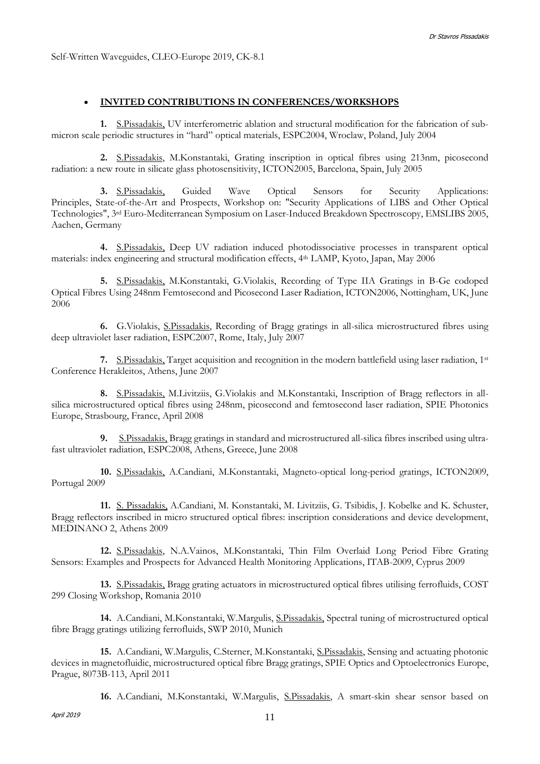Self-Written Waveguides, CLEO-Europe 2019, CK-8.1

- **INVITED CONTRIBUTIONS IN CONFERENCES/WORKSHOPS**

**1.** S.Pissadakis, UV interferometric ablation and structural modification for the fabrication of sub-micron scale periodic structures in "hard" optical materials, ESPC2004, Wroclaw, Poland, July 2004

**2.** S.Pissadakis, M.Konstantaki, Grating inscription in optical fibres using 213nm, picosecond radiation: a new route in silicate glass photosensitivity, ICTON2005, Barcelona, Spain, July 2005

**3.** S.Pissadakis, Guided Wave Optical Sensors for Security Applications: Principles, State-of-the-Art and Prospects, Workshop on: "Security Applications of LIBS and Other Optical Technologies", 3rd Euro-Mediterranean Symposium on Laser-Induced Breakdown Spectroscopy, EMSLIBS 2005, Aachen, Germany

**4.** S.Pissadakis, Deep UV radiation induced photodissociative processes in transparent optical materials: index engineering and structural modification effects, 4th LAMP, Kyoto, Japan, May 2006

**5.** S.Pissadakis, M.Konstantaki, G.Violakis, Recording of Type IIA Gratings in B-Ge codoped Optical Fibres Using 248nm Femtosecond and Picosecond Laser Radiation, ICTON2006, Nottingham, UK, June 2006

**6.** G.Violakis, S.Pissadakis, Recording of Bragg gratings in all-silica microstructured fibres using deep ultraviolet laser radiation, ESPC2007, Rome, Italy, July 2007

**7.** S.Pissadakis, Target acquisition and recognition in the modern battlefield using laser radiation, 1st Conference Herakleitos, Athens, June 2007

**8.** S.Pissadakis, M.Livitziis, G.Violakis and M.Konstantaki, Inscription of Bragg reflectors in all-silica microstructured optical fibres using 248nm, picosecond and femtosecond laser radiation, SPIE Photonics Europe, Strasbourg, France, April 2008

**9.** S.Pissadakis, Bragg gratings in standard and microstructured all-silica fibres inscribed using ultra-fast ultraviolet radiation, ESPC2008, Athens, Greece, June 2008

**10.** S.Pissadakis, A.Candiani, M.Konstantaki, Magneto-optical long-period gratings, ICTON2009, Portugal 2009

**11.** S. Pissadakis, A.Candiani, M. Konstantaki, M. Livitziis, G. Tsibidis, J. Kobelke and K. Schuster, Bragg reflectors inscribed in micro structured optical fibres: inscription considerations and device development, MEDINANO 2, Athens 2009

**12.** S.Pissadakis, N.A.Vainos, M.Konstantaki, Thin Film Overlaid Long Period Fibre Grating Sensors: Examples and Prospects for Advanced Health Monitoring Applications, ITAB-2009, Cyprus 2009

**13.** S.Pissadakis, Bragg grating actuators in microstructured optical fibres utilising ferrofluids, COST 299 Closing Workshop, Romania 2010

**14.** A.Candiani, M.Konstantaki, W.Margulis, S.Pissadakis, Spectral tuning of microstructured optical fibre Bragg gratings utilizing ferrofluids, SWP 2010, Munich

**15.** A.Candiani, W.Margulis, C.Sterner, M.Konstantaki, S.Pissadakis, Sensing and actuating photonic devices in magnetofluidic, microstructured optical fibre Bragg gratings, SPIE Optics and Optoelectronics Europe, Prague, 8073B-113, April 2011

**16.** A.Candiani, M.Konstantaki, W.Margulis, S.Pissadakis, A smart-skin shear sensor based on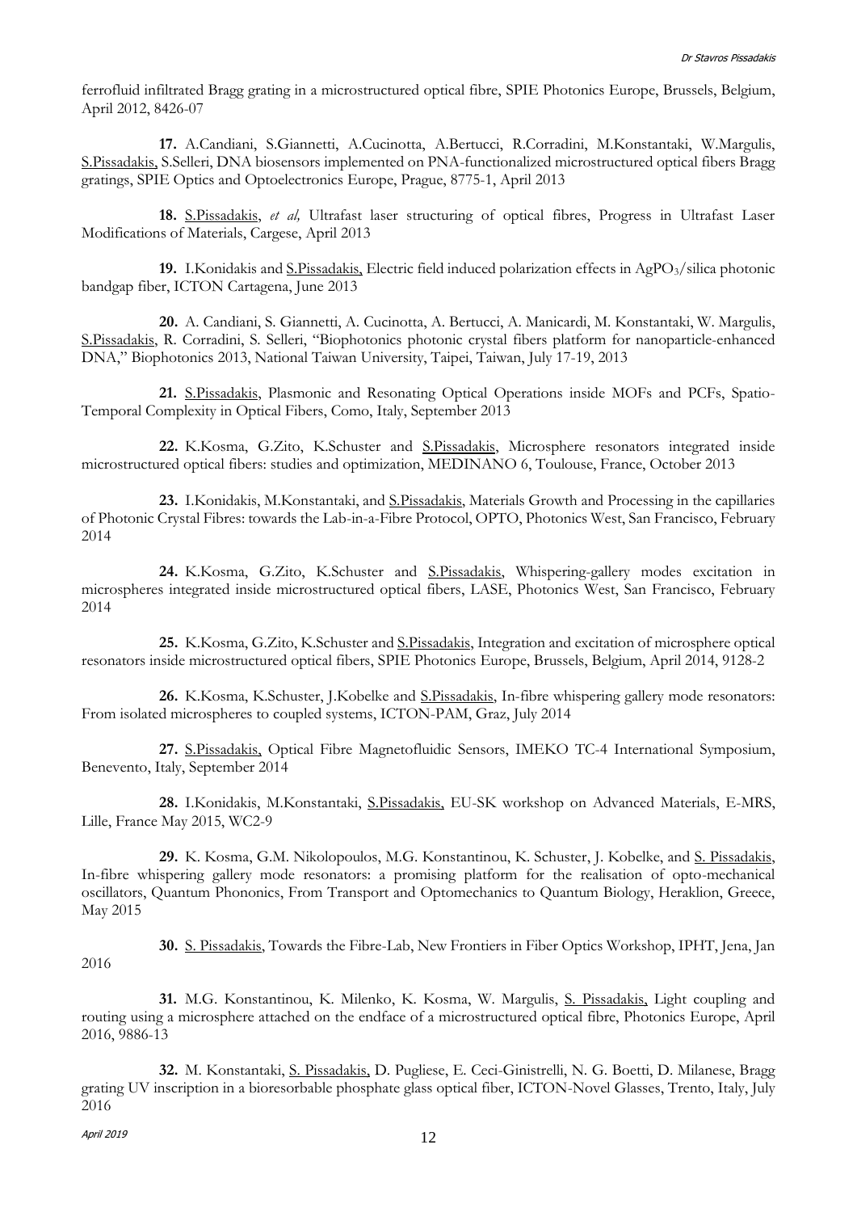ferrofluid infiltrated Bragg grating in a microstructured optical fibre, SPIE Photonics Europe, Brussels, Belgium, April 2012, 8426-07

**17.** A.Candiani, S.Giannetti, A.Cucinotta, A.Bertucci, R.Corradini, M.Konstantaki, W.Margulis, S.Pissadakis, S.Selleri, DNA biosensors implemented on PNA-functionalized microstructured optical fibers Bragg gratings, SPIE Optics and Optoelectronics Europe, Prague, 8775-1, April 2013

**18.** S.Pissadakis, *et al,* Ultrafast laser structuring of optical fibres, Progress in Ultrafast Laser Modifications of Materials, Cargese, April 2013

**19.** I.Konidakis and S.Pissadakis, Electric field induced polarization effects in $AgPO_3$/silica photonic bandgap fiber, ICTON Cartagena, June 2013

**20.** A. Candiani, S. Giannetti, A. Cucinotta, A. Bertucci, A. Manicardi, M. Konstantaki, W. Margulis, S.Pissadakis, R. Corradini, S. Selleri, "Biophotonics photonic crystal fibers platform for nanoparticle-enhanced DNA," Biophotonics 2013, National Taiwan University, Taipei, Taiwan, July 17-19, 2013

**21.** S.Pissadakis, Plasmonic and Resonating Optical Operations inside MOFs and PCFs, Spatio-Temporal Complexity in Optical Fibers, Como, Italy, September 2013

**22.** K.Kosma, G.Zito, K.Schuster and S.Pissadakis, Microsphere resonators integrated inside microstructured optical fibers: studies and optimization, MEDINANO 6, Toulouse, France, October 2013

**23.** I.Konidakis, M.Konstantaki, and S.Pissadakis, Materials Growth and Processing in the capillaries of Photonic Crystal Fibres: towards the Lab-in-a-Fibre Protocol, OPTO, Photonics West, San Francisco, February 2014

**24.** K.Kosma, G.Zito, K.Schuster and S.Pissadakis, Whispering-gallery modes excitation in microspheres integrated inside microstructured optical fibers, LASE, Photonics West, San Francisco, February 2014

**25.** K.Kosma, G.Zito, K.Schuster and S.Pissadakis, Integration and excitation of microsphere optical resonators inside microstructured optical fibers, SPIE Photonics Europe, Brussels, Belgium, April 2014, 9128-2

**26.** K.Kosma, K.Schuster, J.Kobelke and S.Pissadakis, In-fibre whispering gallery mode resonators: From isolated microspheres to coupled systems, ICTON-PAM, Graz, July 2014

**27.** S.Pissadakis, Optical Fibre Magnetofluidic Sensors, IMEKO TC-4 International Symposium, Benevento, Italy, September 2014

**28.** I.Konidakis, M.Konstantaki, S.Pissadakis, EU-SK workshop on Advanced Materials, E-MRS, Lille, France May 2015, WC2-9

**29.** K. Kosma, G.M. Nikolopoulos, M.G. Konstantinou, K. Schuster, J. Kobelke, and S. Pissadakis, In-fibre whispering gallery mode resonators: a promising platform for the realisation of opto-mechanical oscillators, Quantum Phononics, From Transport and Optomechanics to Quantum Biology, Heraklion, Greece, May 2015

**30.** S. Pissadakis, Towards the Fibre-Lab, New Frontiers in Fiber Optics Workshop, IPHT, Jena, Jan 2016

**31.** M.G. Konstantinou, K. Milenko, K. Kosma, W. Margulis, S. Pissadakis, Light coupling and routing using a microsphere attached on the endface of a microstructured optical fibre, Photonics Europe, April 2016, 9886-13

**32.** M. Konstantaki, S. Pissadakis, D. Pugliese, E. Ceci-Ginistrelli, N. G. Boetti, D. Milanese, Bragg grating UV inscription in a bioresorbable phosphate glass optical fiber, ICTON-Novel Glasses, Trento, Italy, July 2016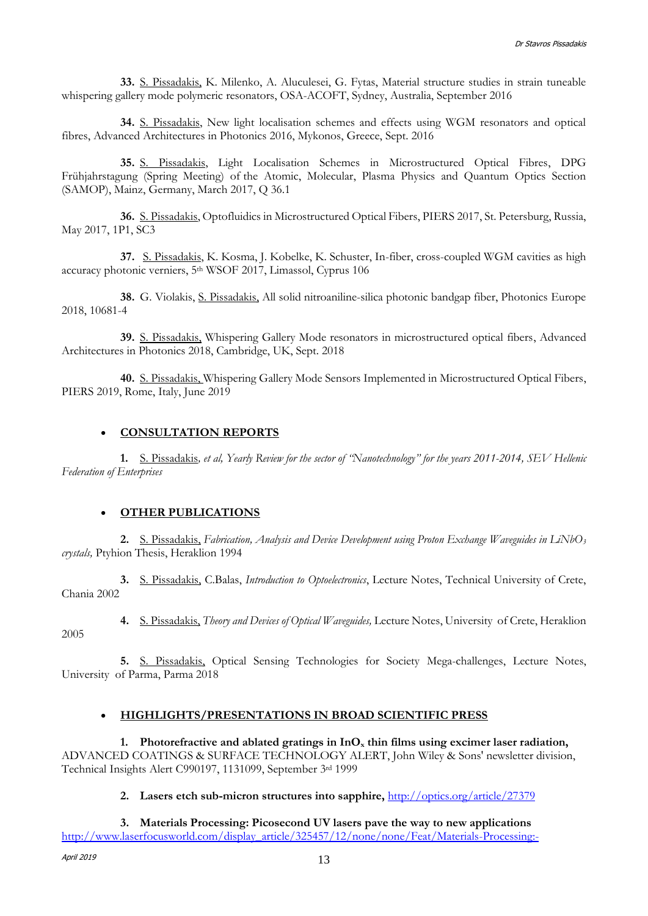**33.** S. Pissadakis, K. Milenko, A. Aluculesei, G. Fytas, Material structure studies in strain tuneable whispering gallery mode polymeric resonators, OSA-ACOFT, Sydney, Australia, September 2016

**34.** S. Pissadakis, New light localisation schemes and effects using WGM resonators and optical fibres, Advanced Architectures in Photonics 2016, Mykonos, Greece, Sept. 2016

**35.** S. Pissadakis, Light Localisation Schemes in Microstructured Optical Fibres, DPG Frühjahrstagung (Spring Meeting) of the Atomic, Molecular, Plasma Physics and Quantum Optics Section (SAMOP), Mainz, Germany, March 2017, Q 36.1

**36.** S. Pissadakis, Optofluidics in Microstructured Optical Fibers, PIERS 2017, St. Petersburg, Russia, May 2017, 1P1, SC3

**37.** S. Pissadakis, K. Kosma, J. Kobelke, K. Schuster, In-fiber, cross-coupled WGM cavities as high accuracy photonic verniers, 5th WSOF 2017, Limassol, Cyprus 106

**38.** G. Violakis, S. Pissadakis, All solid nitroaniline-silica photonic bandgap fiber, Photonics Europe 2018, 10681-4

**39.** S. Pissadakis, Whispering Gallery Mode resonators in microstructured optical fibers, Advanced Architectures in Photonics 2018, Cambridge, UK, Sept. 2018

**40.** S. Pissadakis, Whispering Gallery Mode Sensors Implemented in Microstructured Optical Fibers, PIERS 2019, Rome, Italy, June 2019

- **CONSULTATION REPORTS**

**1.** S. Pissadakis, *et al, Yearly Review for the sector of "Nanotechnology" for the years 2011-2014, SEV Hellenic Federation of Enterprises*

- **OTHER PUBLICATIONS**

**2.** S. Pissadakis, *Fabrication, Analysis and Device Development using Proton Exchange Waveguides in $LiNbO_3$ crystals,* Ptyhion Thesis, Heraklion 1994

**3.** S. Pissadakis, C.Balas, *Introduction to Optoelectronics*, Lecture Notes, Technical University of Crete, Chania 2002

**4.** S. Pissadakis, *Theory and Devices of Optical Waveguides,* Lecture Notes, University of Crete, Heraklion 2005

**5.** S. Pissadakis, Optical Sensing Technologies for Society Mega-challenges, Lecture Notes, University of Parma, Parma 2018

- **HIGHLIGHTS/PRESENTATIONS IN BROAD SCIENTIFIC PRESS**

**1. Photorefractive and ablated gratings in $InO_x$ thin films using excimer laser radiation,** ADVANCED COATINGS & SURFACE TECHNOLOGY ALERT, John Wiley & Sons' newsletter division, Technical Insights Alert C990197, 1131099, September 3rd 1999

**2. Lasers etch sub-micron structures into sapphire,** http://optics.org/article/27379

**3. Materials Processing: Picosecond UV lasers pave the way to new applications** http://www.laserfocusworld.com/display_article/325457/12/none/none/Feat/Materials-Processing:-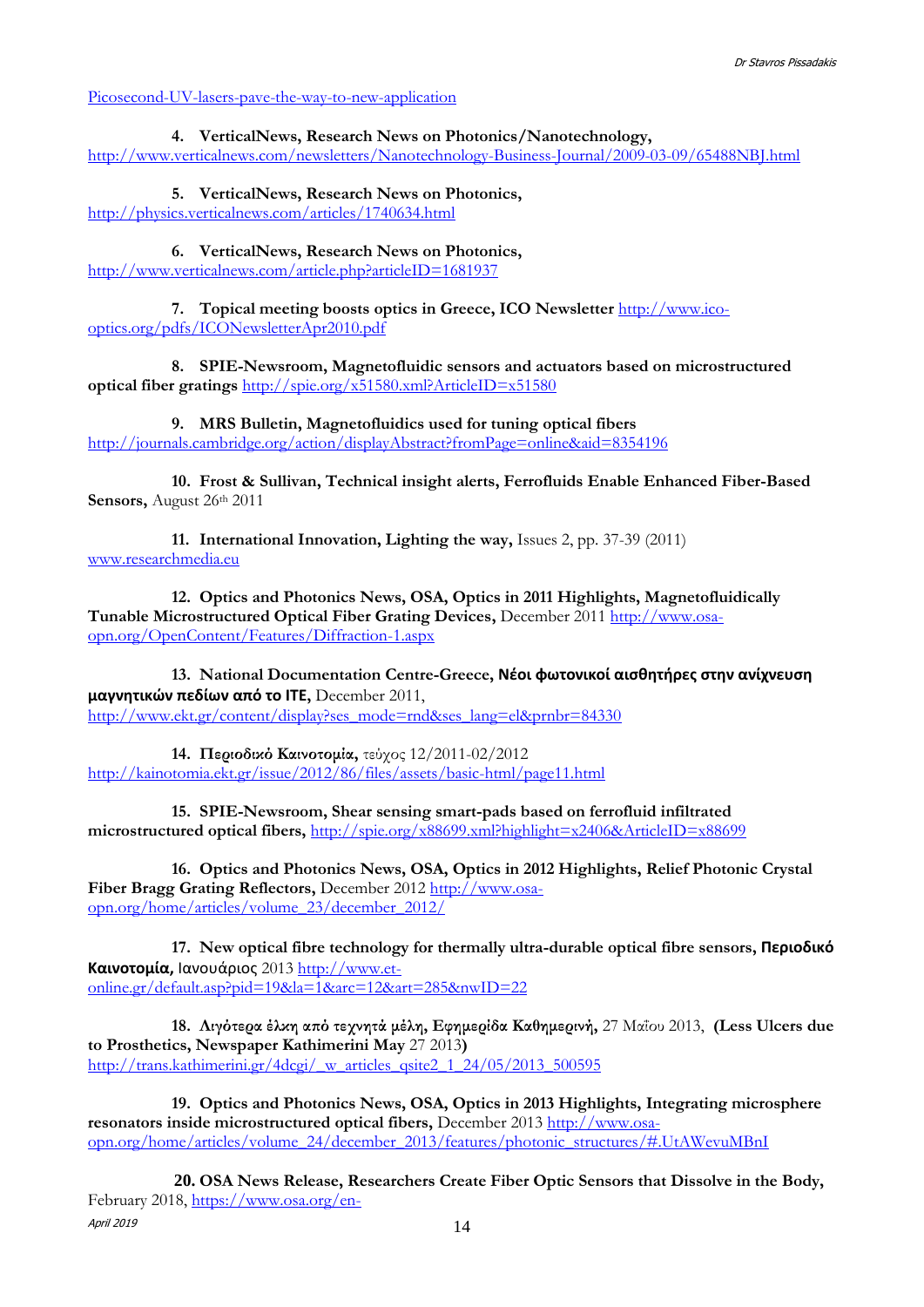Picosecond-UV-lasers-pave-the-way-to-new-application

4. **VerticalNews, Research News on Photonics/Nanotechnology,** http://www.verticalnews.com/newsletters/Nanotechnology-Business-Journal/2009-03-09/65488NBJ.html

5. **VerticalNews, Research News on Photonics,** http://physics.verticalnews.com/articles/1740634.html

6. **VerticalNews, Research News on Photonics,** http://www.verticalnews.com/article.php?articleID=1681937

7. **Topical meeting boosts optics in Greece, ICO Newsletter** http://www.ico-optics.org/pdfs/ICONewsletterApr2010.pdf

8. **SPIE-Newsroom, Magnetofluidic sensors and actuators based on microstructured optical fiber gratings** http://spie.org/x51580.xml?ArticleID=x51580

9. **MRS Bulletin, Magnetofluidics used for tuning optical fibers** http://journals.cambridge.org/action/displayAbstract?fromPage=online&aid=8354196

10. **Frost & Sullivan, Technical insight alerts, Ferrofluids Enable Enhanced Fiber-Based Sensors,** August 26th 2011

11. **International Innovation, Lighting the way,** Issues 2, pp. 37-39 (2011) www.researchmedia.eu

12. **Optics and Photonics News, OSA, Optics in 2011 Highlights, Magnetofluidically Tunable Microstructured Optical Fiber Grating Devices,** December 2011 http://www.osa-opn.org/OpenContent/Features/Diffraction-1.aspx

13. **National Documentation Centre-Greece, Νέοι φωτονικοί αισθητήρες στην ανίχνευση μαγνητικών πεδίων από το ΙΤΕ,** December 2011, http://www.ekt.gr/content/display?ses_mode=rnd&ses_lang=el&prnbr=84330

14. **Περιοδικό Καινοτομία,** τεύχος 12/2011-02/2012 http://kainotomia.ekt.gr/issue/2012/86/files/assets/basic-html/page11.html

15. **SPIE-Newsroom, Shear sensing smart-pads based on ferrofluid infiltrated microstructured optical fibers,** http://spie.org/x88699.xml?highlight=x2406&ArticleID=x88699

16. **Optics and Photonics News, OSA, Optics in 2012 Highlights, Relief Photonic Crystal Fiber Bragg Grating Reflectors,** December 2012 http://www.osa-opn.org/home/articles/volume_23/december_2012/

17. **New optical fibre technology for thermally ultra-durable optical fibre sensors, Περιοδικό Καινοτομία,** Ιανουάριος 2013 http://www.et-online.gr/default.asp?pid=19&la=1&arc=12&art=285&nwID=22

18. **Λιγότερα έλκη από τεχνητά μέλη, Εφημερίδα Καθημερινή,** 27 Μαΐου 2013, **(Less Ulcers due to Prosthetics, Newspaper Kathimerini May** 27 2013**)** http://trans.kathimerini.gr/4dcgi/_w_articles_qsite2_1_24/05/2013_500595

19. **Optics and Photonics News, OSA, Optics in 2013 Highlights, Integrating microsphere resonators inside microstructured optical fibers,** December 2013 http://www.osa-opn.org/home/articles/volume_24/december_2013/features/photonic_structures/#.UtAWevuMBnI

20. **OSA News Release, Researchers Create Fiber Optic Sensors that Dissolve in the Body,** February 2018, https://www.osa.org/en-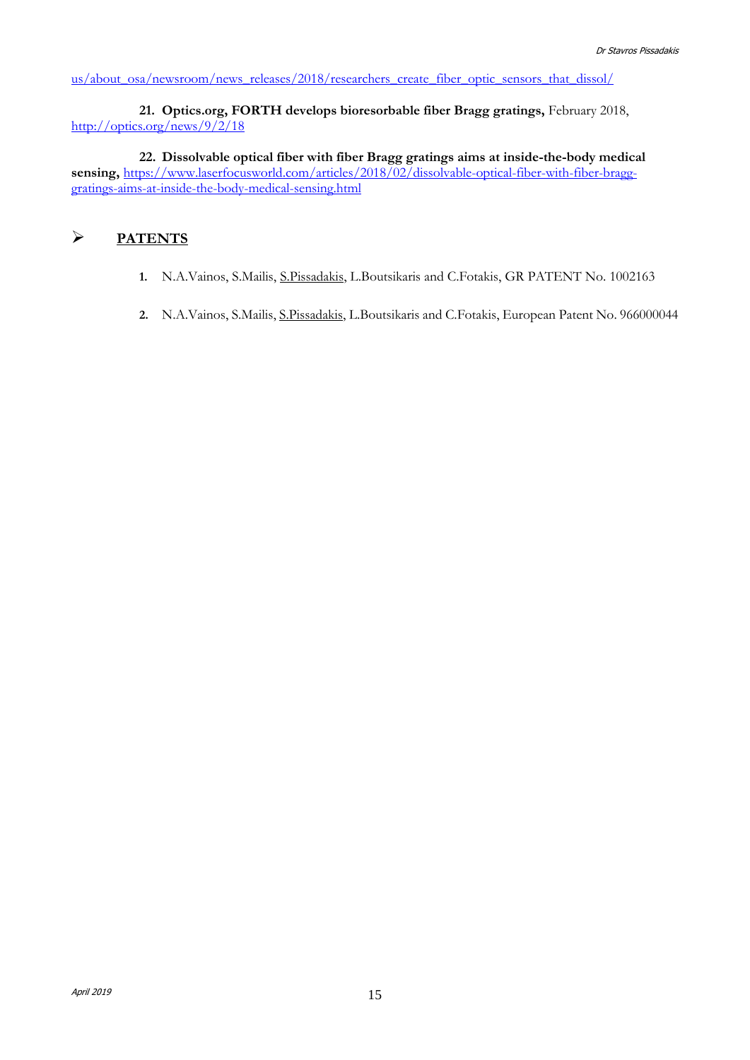us/about_osa/newsroom/news_releases/2018/researchers_create_fiber_optic_sensors_that_dissol/

21. **Optics.org, FORTH develops bioresorbable fiber Bragg gratings,** February 2018, http://optics.org/news/9/2/18

22. **Dissolvable optical fiber with fiber Bragg gratings aims at inside-the-body medical sensing,** https://www.laserfocusworld.com/articles/2018/02/dissolvable-optical-fiber-with-fiber-bragg-gratings-aims-at-inside-the-body-medical-sensing.html

## ➢ PATENTS

1. N.A.Vainos, S.Mailis, S.Pissadakis, L.Boutsikaris and C.Fotakis, GR PATENT No. 1002163

2. N.A.Vainos, S.Mailis, S.Pissadakis, L.Boutsikaris and C.Fotakis, European Patent No. 966000044